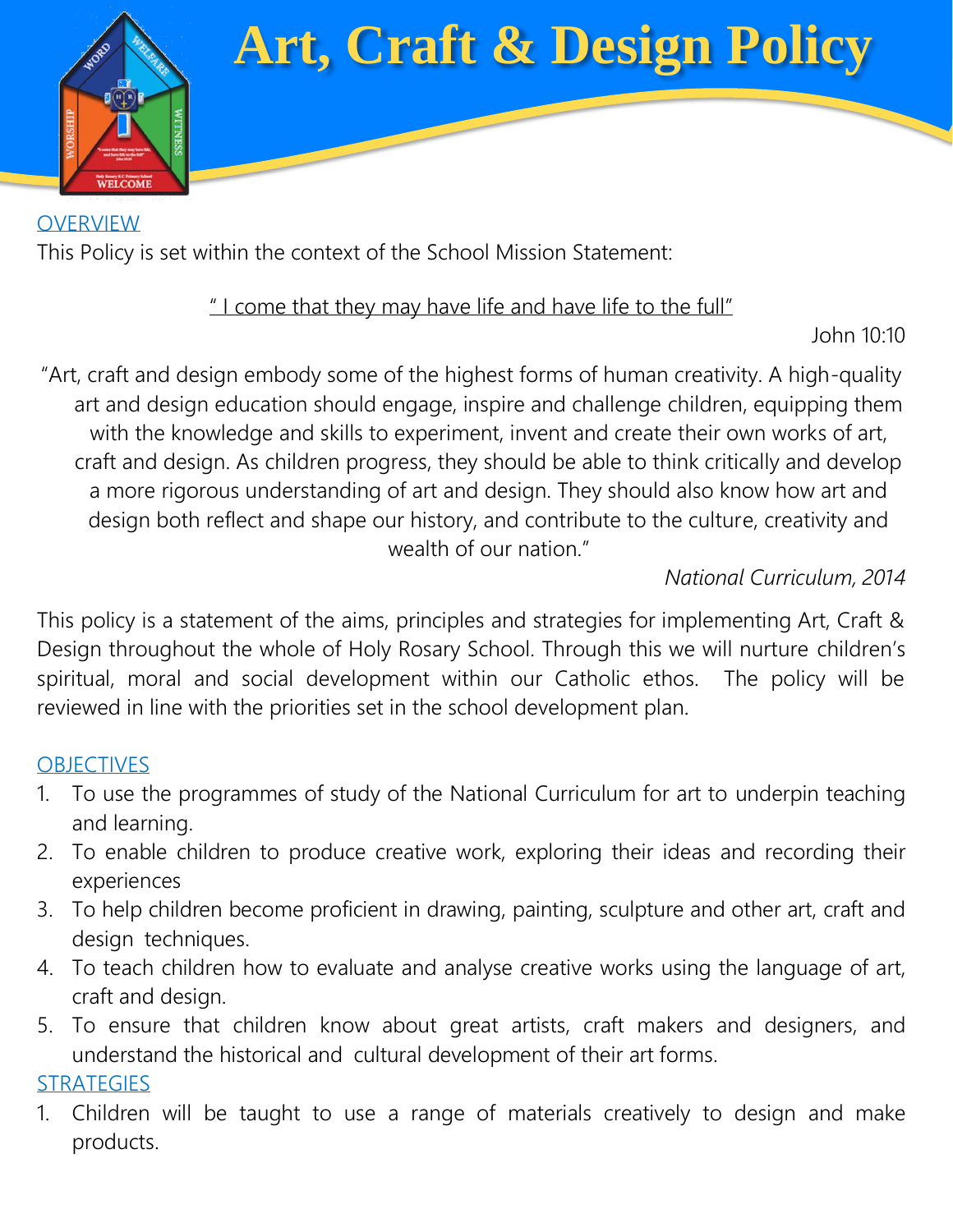# Art, Craft & Design Policy

## OVERVIEW

This Policy is set within the context of the School Mission Statement:

" I come that they may have life and have life to the full"

John 10:10

"Art, craft and design embody some of the highest forms of human creativity. A high-quality art and design education should engage, inspire and challenge children, equipping them with the knowledge and skills to experiment, invent and create their own works of art, craft and design. As children progress, they should be able to think critically and develop a more rigorous understanding of art and design. They should also know how art and design both reflect and shape our history, and contribute to the culture, creativity and wealth of our nation."

*National Curriculum, 2014*

This policy is a statement of the aims, principles and strategies for implementing Art, Craft & Design throughout the whole of Holy Rosary School. Through this we will nurture children's spiritual, moral and social development within our Catholic ethos. The policy will be reviewed in line with the priorities set in the school development plan.

## OBJECTIVES

1. To use the programmes of study of the National Curriculum for art to underpin teaching and learning.
2. To enable children to produce creative work, exploring their ideas and recording their experiences
3. To help children become proficient in drawing, painting, sculpture and other art, craft and design techniques.
4. To teach children how to evaluate and analyse creative works using the language of art, craft and design.
5. To ensure that children know about great artists, craft makers and designers, and understand the historical and cultural development of their art forms.

## STRATEGIES

1. Children will be taught to use a range of materials creatively to design and make products.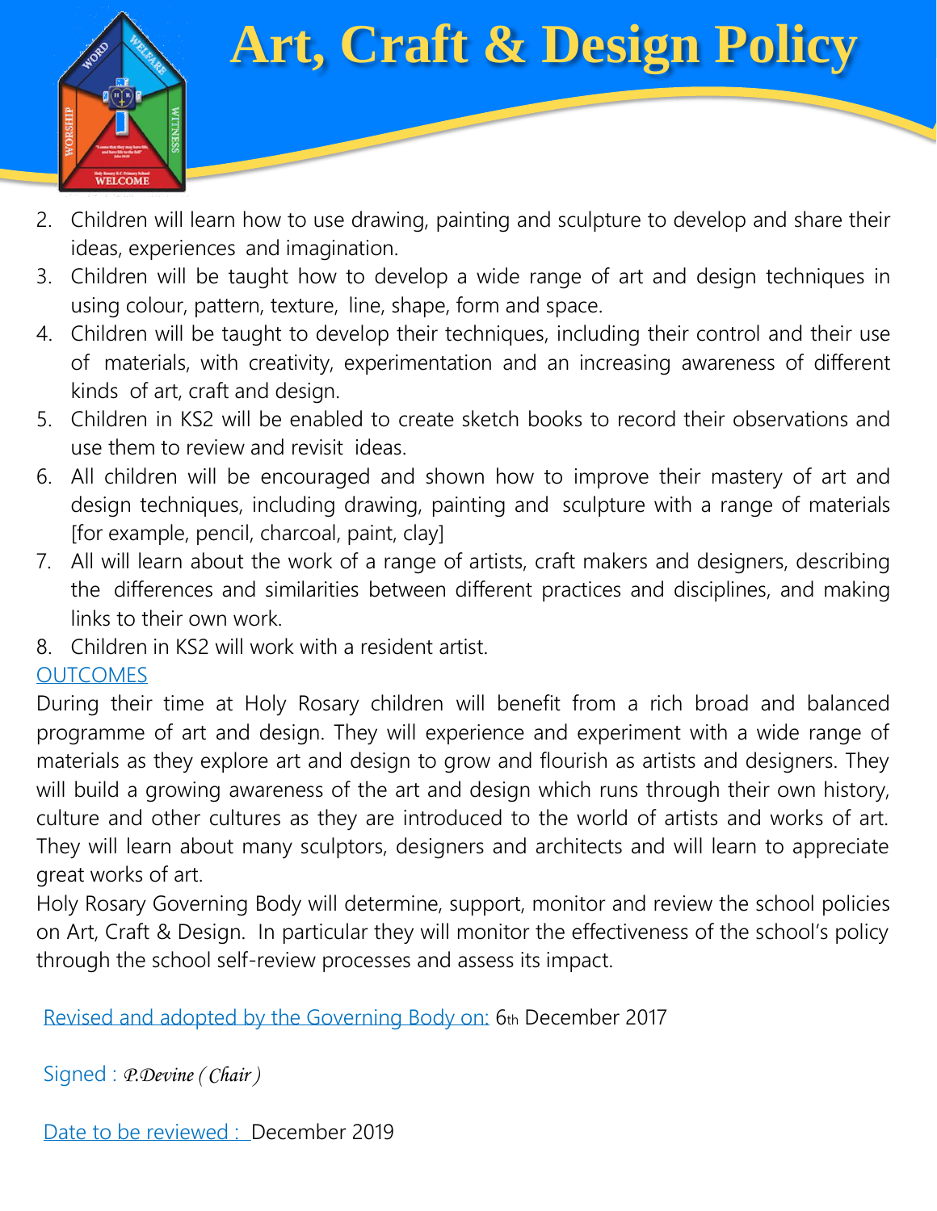2. Children will learn how to use drawing, painting and sculpture to develop and share their ideas, experiences and imagination.
3. Children will be taught how to develop a wide range of art and design techniques in using colour, pattern, texture, line, shape, form and space.
4. Children will be taught to develop their techniques, including their control and their use of materials, with creativity, experimentation and an increasing awareness of different kinds of art, craft and design.
5. Children in KS2 will be enabled to create sketch books to record their observations and use them to review and revisit ideas.
6. All children will be encouraged and shown how to improve their mastery of art and design techniques, including drawing, painting and sculpture with a range of materials [for example, pencil, charcoal, paint, clay]
7. All will learn about the work of a range of artists, craft makers and designers, describing the differences and similarities between different practices and disciplines, and making links to their own work.
8. Children in KS2 will work with a resident artist.

OUTCOMES

During their time at Holy Rosary children will benefit from a rich broad and balanced programme of art and design. They will experience and experiment with a wide range of materials as they explore art and design to grow and flourish as artists and designers. They will build a growing awareness of the art and design which runs through their own history, culture and other cultures as they are introduced to the world of artists and works of art. They will learn about many sculptors, designers and architects and will learn to appreciate great works of art.

Holy Rosary Governing Body will determine, support, monitor and review the school policies on Art, Craft & Design. In particular they will monitor the effectiveness of the school's policy through the school self-review processes and assess its impact.

Revised and adopted by the Governing Body on: 6th December 2017

Signed : *P.Devine ( Chair )*

Date to be reviewed : December 2019